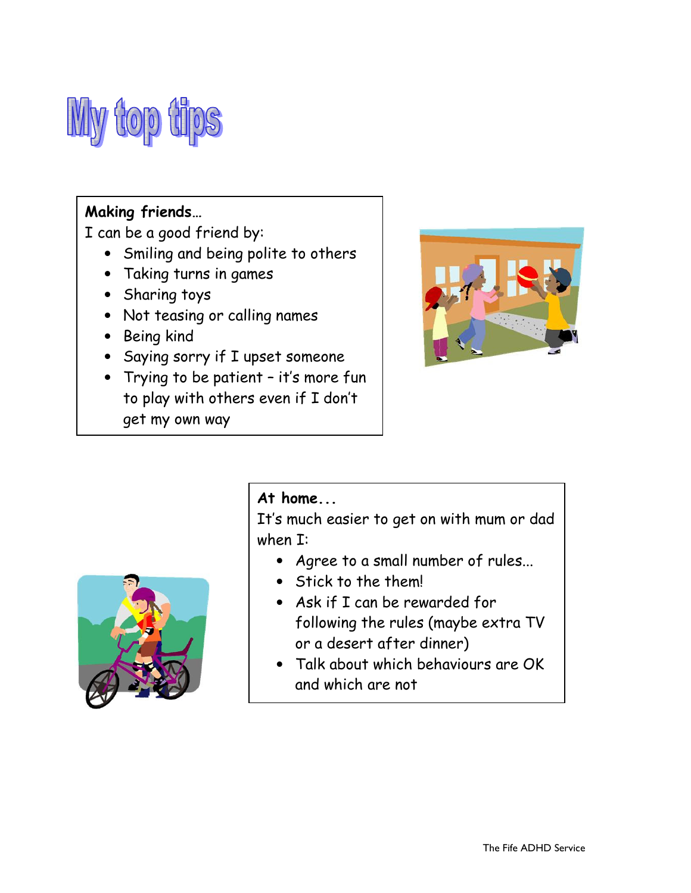# My top tips

**Making friends…**

I can be a good friend by:

- Smiling and being polite to others
- Taking turns in games
- Sharing toys
- Not teasing or calling names
- Being kind
- Saying sorry if I upset someone
- Trying to be patient – it's more fun to play with others even if I don't get my own way

**At home...**

It's much easier to get on with mum or dad when I:

- Agree to a small number of rules...
- Stick to the them!
- Ask if I can be rewarded for following the rules (maybe extra TV or a desert after dinner)
- Talk about which behaviours are OK and which are not

The Fife ADHD Service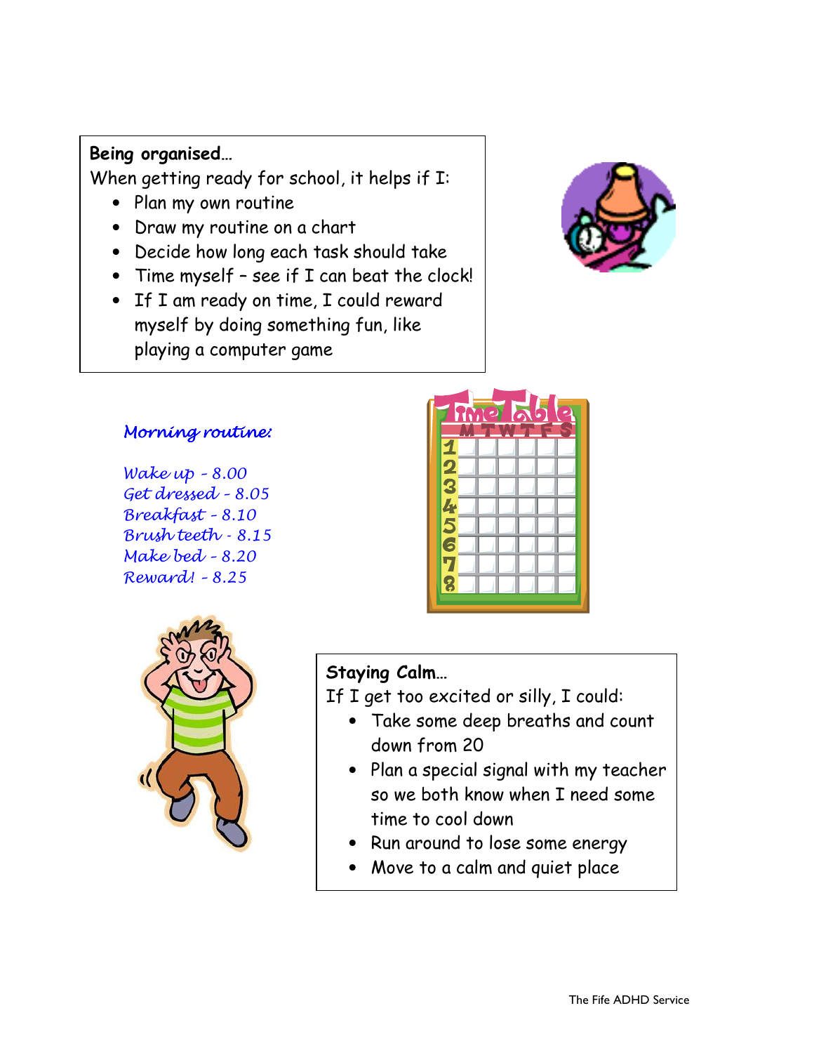**Being organised…**

When getting ready for school, it helps if I:

- Plan my own routine
- Draw my routine on a chart
- Decide how long each task should take
- Time myself – see if I can beat the clock!
- If I am ready on time, I could reward myself by doing something fun, like playing a computer game

*Morning routine:*

*Wake up - 8.00*
*Get dressed - 8.05*
*Breakfast - 8.10*
*Brush teeth - 8.15*
*Make bed - 8.20*
*Reward! - 8.25*

**Staying Calm…**

If I get too excited or silly, I could:

- Take some deep breaths and count down from 20
- Plan a special signal with my teacher so we both know when I need some time to cool down
- Run around to lose some energy
- Move to a calm and quiet place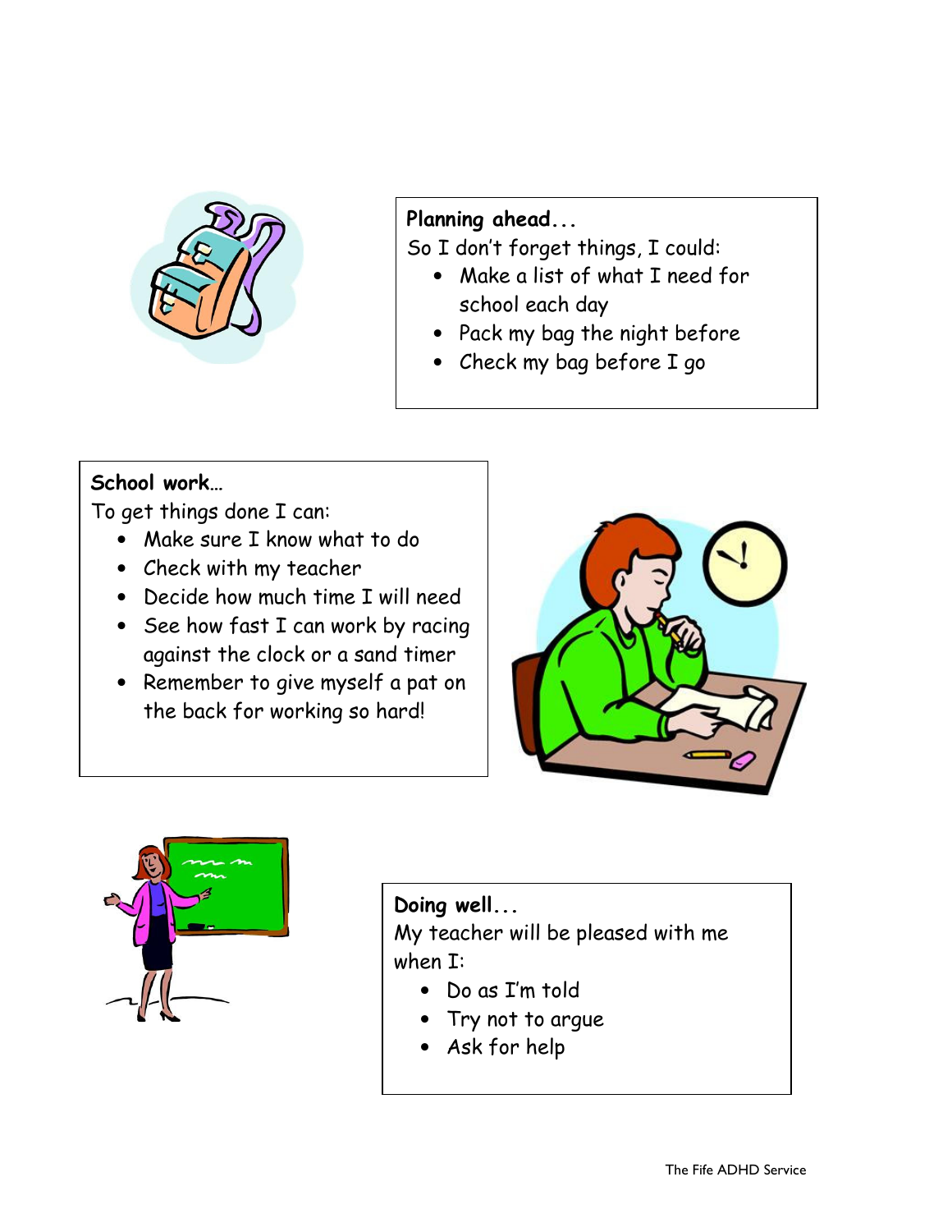**Planning ahead...**

So I don't forget things, I could:

- Make a list of what I need for school each day
- Pack my bag the night before
- Check my bag before I go

**School work...**

To get things done I can:

- Make sure I know what to do
- Check with my teacher
- Decide how much time I will need
- See how fast I can work by racing against the clock or a sand timer
- Remember to give myself a pat on the back for working so hard!

**Doing well...**

My teacher will be pleased with me when I:

- Do as I'm told
- Try not to argue
- Ask for help

The Fife ADHD Service